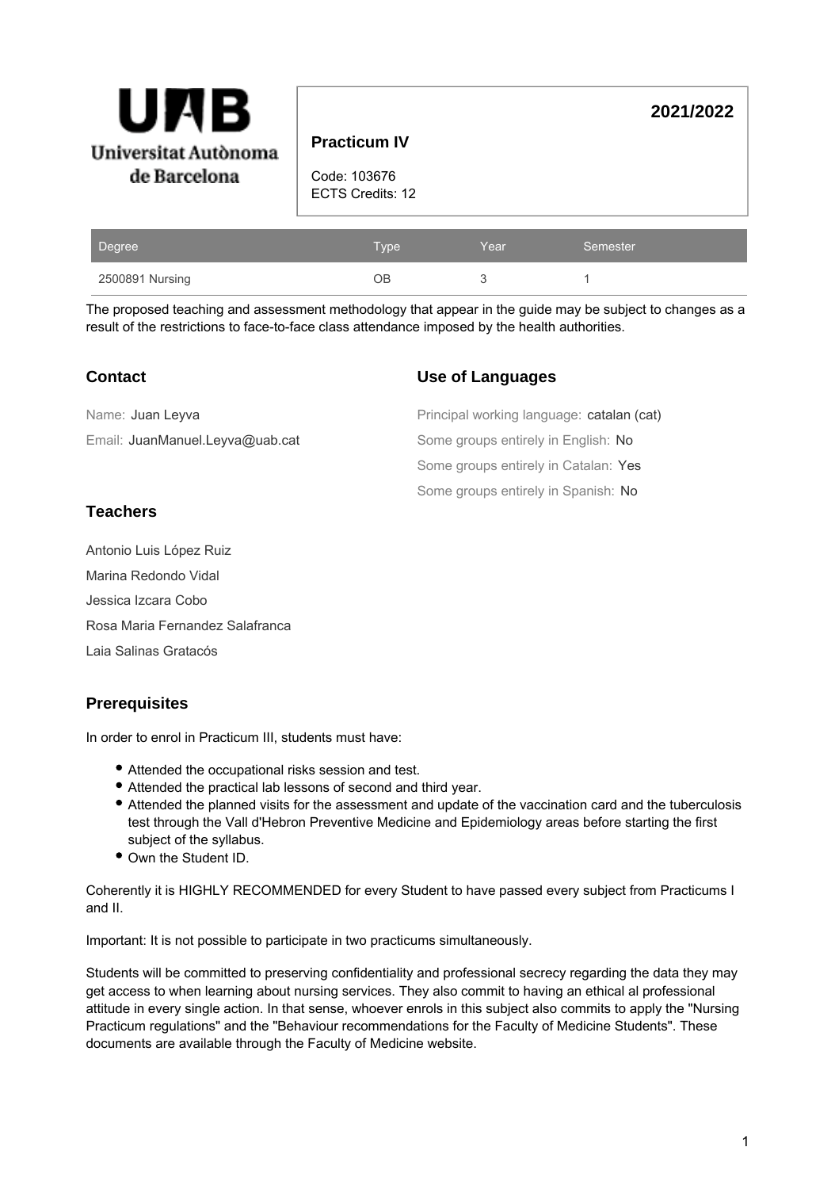Universitat Autònoma de Barcelona

**2021/2022**

## Practicum IV

Code: 103676
ECTS Credits: 12

| Degree | Type | Year | Semester |
|---|---|---|---|
| 2500891 Nursing | OB | 3 | 1 |

The proposed teaching and assessment methodology that appear in the guide may be subject to changes as a result of the restrictions to face-to-face class attendance imposed by the health authorities.

### Contact

Name: Juan Leyva

Email: JuanManuel.Leyva@uab.cat

### Use of Languages

Principal working language: catalan (cat)

Some groups entirely in English: No

Some groups entirely in Catalan: Yes

Some groups entirely in Spanish: No

### Teachers

Antonio Luis López Ruiz

Marina Redondo Vidal

Jessica Izcara Cobo

Rosa Maria Fernandez Salafranca

Laia Salinas Gratacós

### Prerequisites

In order to enrol in Practicum III, students must have:

- Attended the occupational risks session and test.
- Attended the practical lab lessons of second and third year.
- Attended the planned visits for the assessment and update of the vaccination card and the tuberculosis test through the Vall d'Hebron Preventive Medicine and Epidemiology areas before starting the first subject of the syllabus.
- Own the Student ID.

Coherently it is HIGHLY RECOMMENDED for every Student to have passed every subject from Practicums I and II.

Important: It is not possible to participate in two practicums simultaneously.

Students will be committed to preserving confidentiality and professional secrecy regarding the data they may get access to when learning about nursing services. They also commit to having an ethical al professional attitude in every single action. In that sense, whoever enrols in this subject also commits to apply the "Nursing Practicum regulations" and the "Behaviour recommendations for the Faculty of Medicine Students". These documents are available through the Faculty of Medicine website.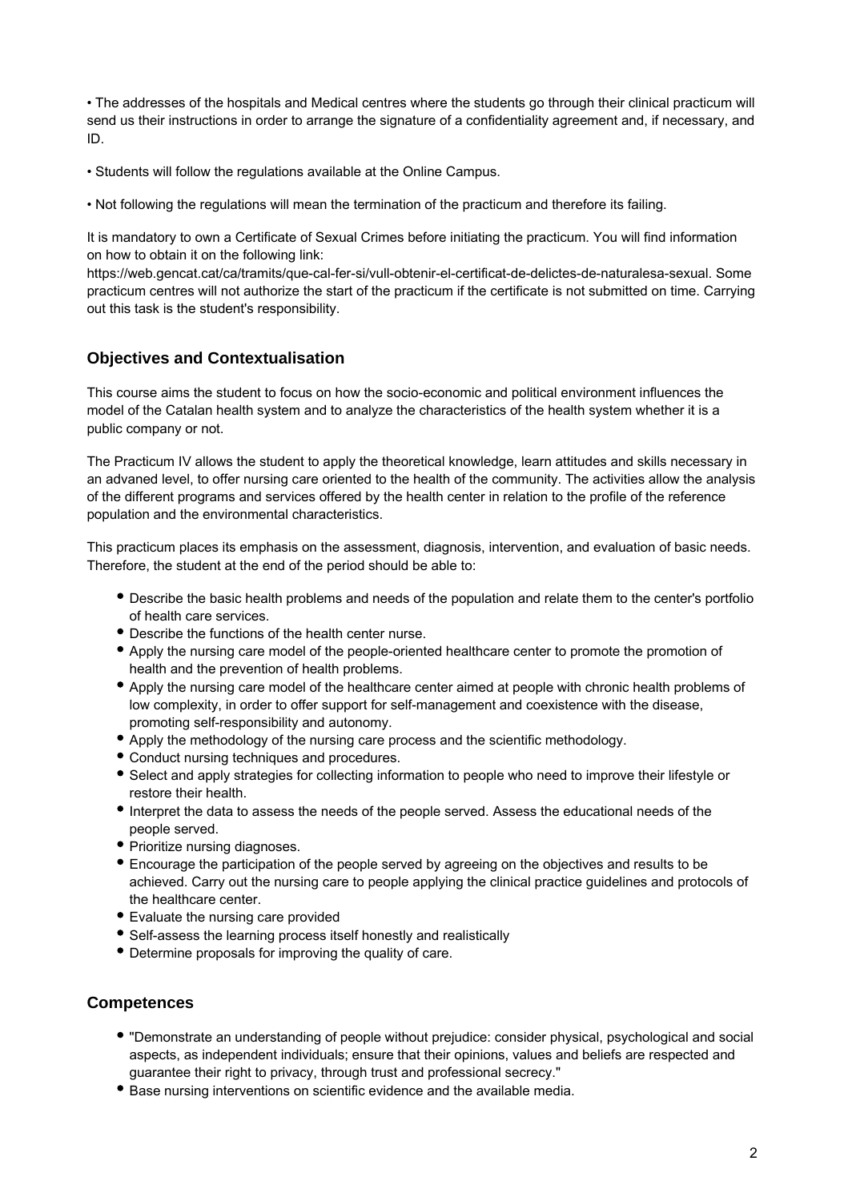• The addresses of the hospitals and Medical centres where the students go through their clinical practicum will send us their instructions in order to arrange the signature of a confidentiality agreement and, if necessary, and ID.

• Students will follow the regulations available at the Online Campus.

• Not following the regulations will mean the termination of the practicum and therefore its failing.

It is mandatory to own a Certificate of Sexual Crimes before initiating the practicum. You will find information on how to obtain it on the following link: https://web.gencat.cat/ca/tramits/que-cal-fer-si/vull-obtenir-el-certificat-de-delictes-de-naturalesa-sexual. Some practicum centres will not authorize the start of the practicum if the certificate is not submitted on time. Carrying out this task is the student's responsibility.

## Objectives and Contextualisation

This course aims the student to focus on how the socio-economic and political environment influences the model of the Catalan health system and to analyze the characteristics of the health system whether it is a public company or not.

The Practicum IV allows the student to apply the theoretical knowledge, learn attitudes and skills necessary in an advaned level, to offer nursing care oriented to the health of the community. The activities allow the analysis of the different programs and services offered by the health center in relation to the profile of the reference population and the environmental characteristics.

This practicum places its emphasis on the assessment, diagnosis, intervention, and evaluation of basic needs. Therefore, the student at the end of the period should be able to:

- Describe the basic health problems and needs of the population and relate them to the center's portfolio of health care services.
- Describe the functions of the health center nurse.
- Apply the nursing care model of the people-oriented healthcare center to promote the promotion of health and the prevention of health problems.
- Apply the nursing care model of the healthcare center aimed at people with chronic health problems of low complexity, in order to offer support for self-management and coexistence with the disease, promoting self-responsibility and autonomy.
- Apply the methodology of the nursing care process and the scientific methodology.
- Conduct nursing techniques and procedures.
- Select and apply strategies for collecting information to people who need to improve their lifestyle or restore their health.
- Interpret the data to assess the needs of the people served. Assess the educational needs of the people served.
- Prioritize nursing diagnoses.
- Encourage the participation of the people served by agreeing on the objectives and results to be achieved. Carry out the nursing care to people applying the clinical practice guidelines and protocols of the healthcare center.
- Evaluate the nursing care provided
- Self-assess the learning process itself honestly and realistically
- Determine proposals for improving the quality of care.

## Competences

- "Demonstrate an understanding of people without prejudice: consider physical, psychological and social aspects, as independent individuals; ensure that their opinions, values and beliefs are respected and guarantee their right to privacy, through trust and professional secrecy."
- Base nursing interventions on scientific evidence and the available media.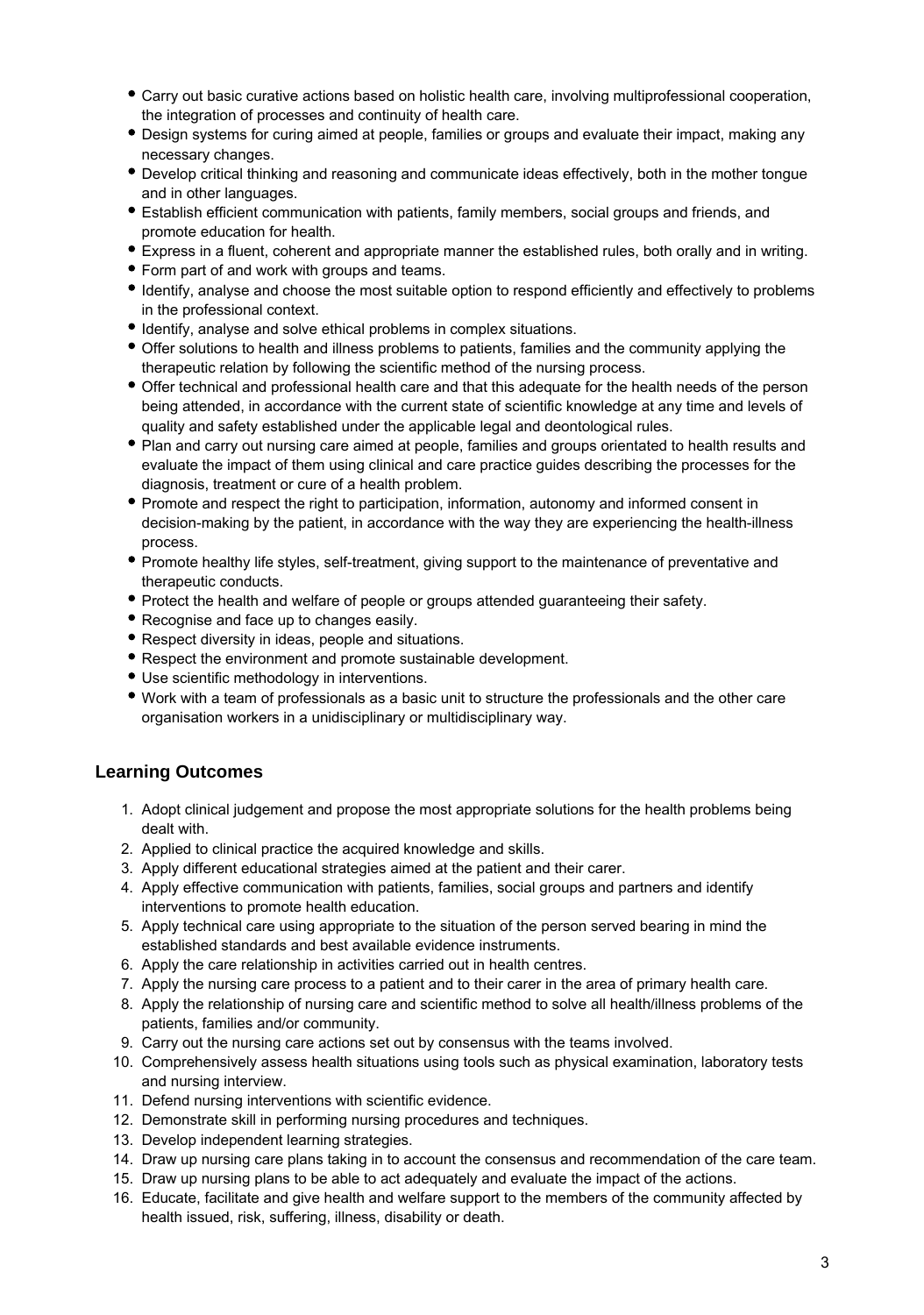- Carry out basic curative actions based on holistic health care, involving multiprofessional cooperation, the integration of processes and continuity of health care.
- Design systems for curing aimed at people, families or groups and evaluate their impact, making any necessary changes.
- Develop critical thinking and reasoning and communicate ideas effectively, both in the mother tongue and in other languages.
- Establish efficient communication with patients, family members, social groups and friends, and promote education for health.
- Express in a fluent, coherent and appropriate manner the established rules, both orally and in writing.
- Form part of and work with groups and teams.
- Identify, analyse and choose the most suitable option to respond efficiently and effectively to problems in the professional context.
- Identify, analyse and solve ethical problems in complex situations.
- Offer solutions to health and illness problems to patients, families and the community applying the therapeutic relation by following the scientific method of the nursing process.
- Offer technical and professional health care and that this adequate for the health needs of the person being attended, in accordance with the current state of scientific knowledge at any time and levels of quality and safety established under the applicable legal and deontological rules.
- Plan and carry out nursing care aimed at people, families and groups orientated to health results and evaluate the impact of them using clinical and care practice guides describing the processes for the diagnosis, treatment or cure of a health problem.
- Promote and respect the right to participation, information, autonomy and informed consent in decision-making by the patient, in accordance with the way they are experiencing the health-illness process.
- Promote healthy life styles, self-treatment, giving support to the maintenance of preventative and therapeutic conducts.
- Protect the health and welfare of people or groups attended guaranteeing their safety.
- Recognise and face up to changes easily.
- Respect diversity in ideas, people and situations.
- Respect the environment and promote sustainable development.
- Use scientific methodology in interventions.
- Work with a team of professionals as a basic unit to structure the professionals and the other care organisation workers in a unidisciplinary or multidisciplinary way.

## Learning Outcomes

1. Adopt clinical judgement and propose the most appropriate solutions for the health problems being dealt with.
2. Applied to clinical practice the acquired knowledge and skills.
3. Apply different educational strategies aimed at the patient and their carer.
4. Apply effective communication with patients, families, social groups and partners and identify interventions to promote health education.
5. Apply technical care using appropriate to the situation of the person served bearing in mind the established standards and best available evidence instruments.
6. Apply the care relationship in activities carried out in health centres.
7. Apply the nursing care process to a patient and to their carer in the area of primary health care.
8. Apply the relationship of nursing care and scientific method to solve all health/illness problems of the patients, families and/or community.
9. Carry out the nursing care actions set out by consensus with the teams involved.
10. Comprehensively assess health situations using tools such as physical examination, laboratory tests and nursing interview.
11. Defend nursing interventions with scientific evidence.
12. Demonstrate skill in performing nursing procedures and techniques.
13. Develop independent learning strategies.
14. Draw up nursing care plans taking in to account the consensus and recommendation of the care team.
15. Draw up nursing plans to be able to act adequately and evaluate the impact of the actions.
16. Educate, facilitate and give health and welfare support to the members of the community affected by health issued, risk, suffering, illness, disability or death.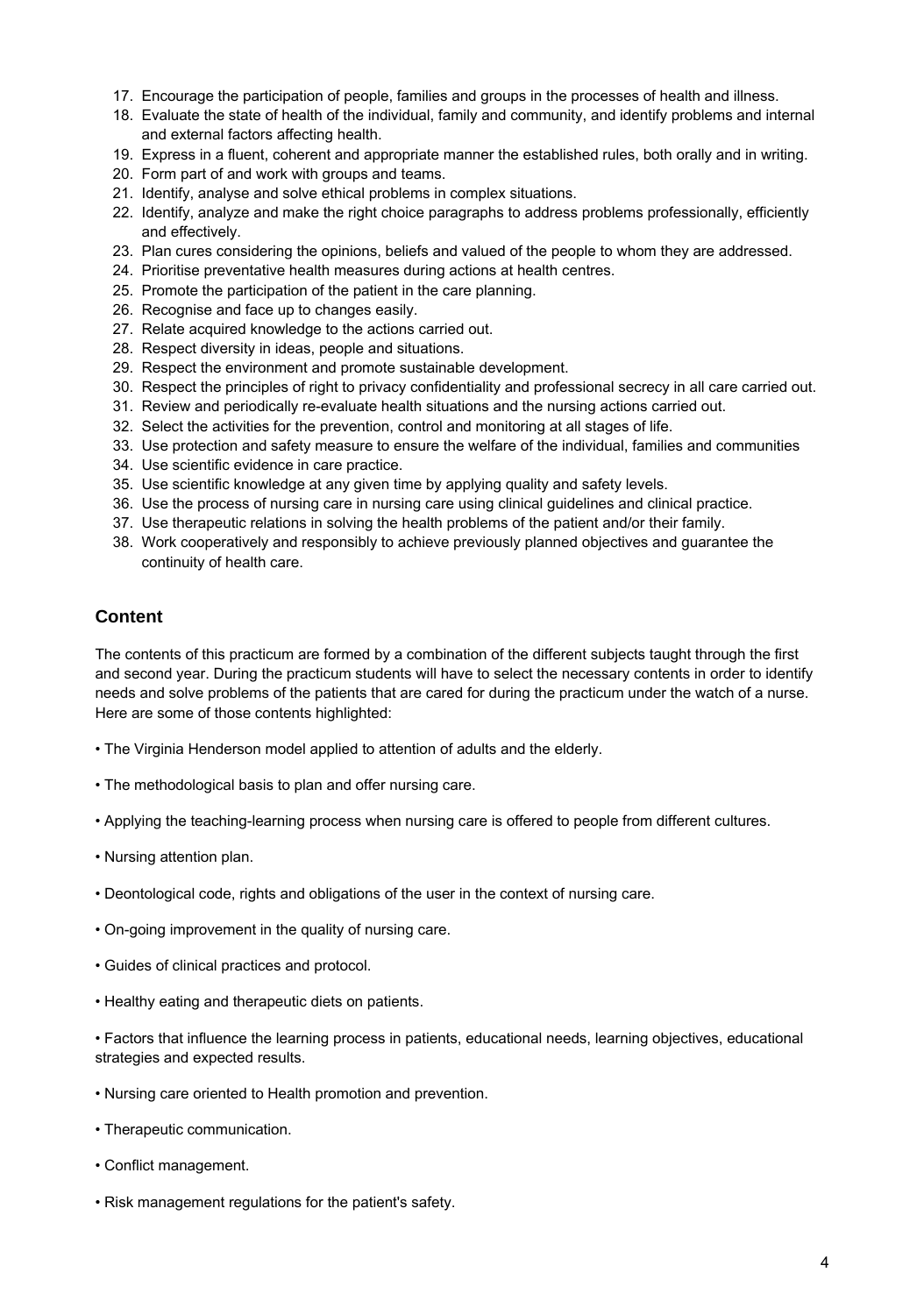17. Encourage the participation of people, families and groups in the processes of health and illness.
18. Evaluate the state of health of the individual, family and community, and identify problems and internal and external factors affecting health.
19. Express in a fluent, coherent and appropriate manner the established rules, both orally and in writing.
20. Form part of and work with groups and teams.
21. Identify, analyse and solve ethical problems in complex situations.
22. Identify, analyze and make the right choice paragraphs to address problems professionally, efficiently and effectively.
23. Plan cures considering the opinions, beliefs and valued of the people to whom they are addressed.
24. Prioritise preventative health measures during actions at health centres.
25. Promote the participation of the patient in the care planning.
26. Recognise and face up to changes easily.
27. Relate acquired knowledge to the actions carried out.
28. Respect diversity in ideas, people and situations.
29. Respect the environment and promote sustainable development.
30. Respect the principles of right to privacy confidentiality and professional secrecy in all care carried out.
31. Review and periodically re-evaluate health situations and the nursing actions carried out.
32. Select the activities for the prevention, control and monitoring at all stages of life.
33. Use protection and safety measure to ensure the welfare of the individual, families and communities
34. Use scientific evidence in care practice.
35. Use scientific knowledge at any given time by applying quality and safety levels.
36. Use the process of nursing care in nursing care using clinical guidelines and clinical practice.
37. Use therapeutic relations in solving the health problems of the patient and/or their family.
38. Work cooperatively and responsibly to achieve previously planned objectives and guarantee the continuity of health care.

## Content

The contents of this practicum are formed by a combination of the different subjects taught through the first and second year. During the practicum students will have to select the necessary contents in order to identify needs and solve problems of the patients that are cared for during the practicum under the watch of a nurse. Here are some of those contents highlighted:

• The Virginia Henderson model applied to attention of adults and the elderly.

• The methodological basis to plan and offer nursing care.

• Applying the teaching-learning process when nursing care is offered to people from different cultures.

• Nursing attention plan.

• Deontological code, rights and obligations of the user in the context of nursing care.

• On-going improvement in the quality of nursing care.

• Guides of clinical practices and protocol.

• Healthy eating and therapeutic diets on patients.

• Factors that influence the learning process in patients, educational needs, learning objectives, educational strategies and expected results.

• Nursing care oriented to Health promotion and prevention.

• Therapeutic communication.

• Conflict management.

• Risk management regulations for the patient's safety.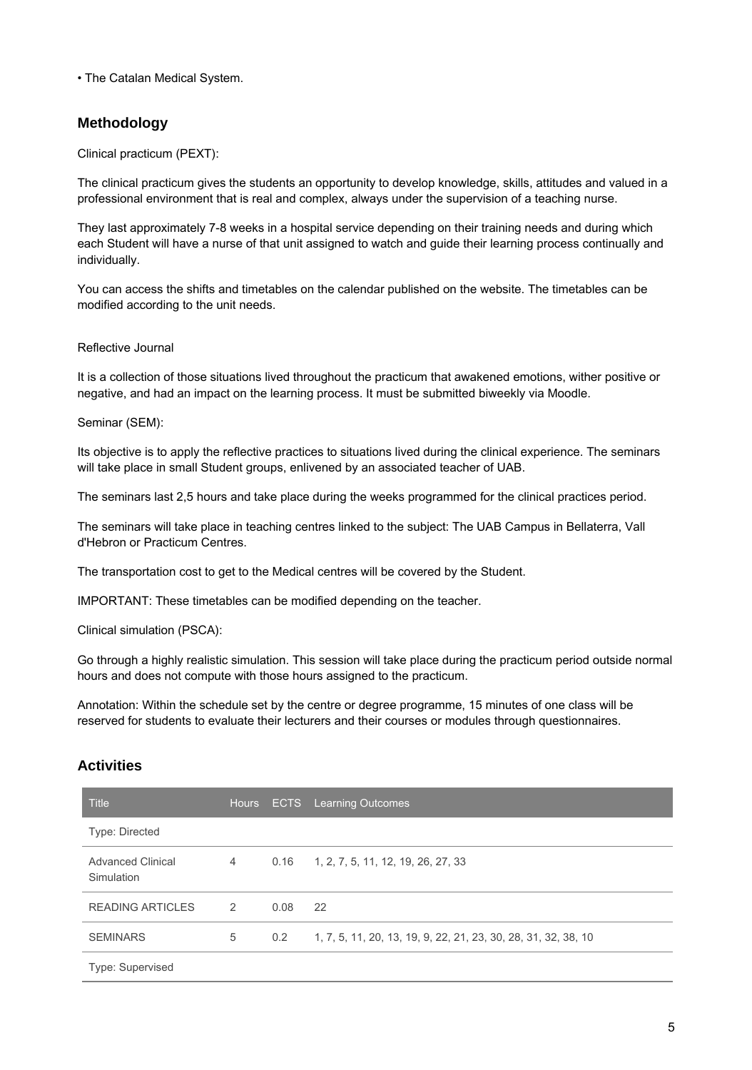• The Catalan Medical System.

## Methodology

Clinical practicum (PEXT):

The clinical practicum gives the students an opportunity to develop knowledge, skills, attitudes and valued in a professional environment that is real and complex, always under the supervision of a teaching nurse.

They last approximately 7-8 weeks in a hospital service depending on their training needs and during which each Student will have a nurse of that unit assigned to watch and guide their learning process continually and individually.

You can access the shifts and timetables on the calendar published on the website. The timetables can be modified according to the unit needs.

Reflective Journal

It is a collection of those situations lived throughout the practicum that awakened emotions, wither positive or negative, and had an impact on the learning process. It must be submitted biweekly via Moodle.

Seminar (SEM):

Its objective is to apply the reflective practices to situations lived during the clinical experience. The seminars will take place in small Student groups, enlivened by an associated teacher of UAB.

The seminars last 2,5 hours and take place during the weeks programmed for the clinical practices period.

The seminars will take place in teaching centres linked to the subject: The UAB Campus in Bellaterra, Vall d'Hebron or Practicum Centres.

The transportation cost to get to the Medical centres will be covered by the Student.

IMPORTANT: These timetables can be modified depending on the teacher.

Clinical simulation (PSCA):

Go through a highly realistic simulation. This session will take place during the practicum period outside normal hours and does not compute with those hours assigned to the practicum.

Annotation: Within the schedule set by the centre or degree programme, 15 minutes of one class will be reserved for students to evaluate their lecturers and their courses or modules through questionnaires.

## Activities

| Title | Hours | ECTS | Learning Outcomes |
|---|---|---|---|
| Type: Directed | | | |
| Advanced Clinical Simulation | 4 | 0.16 | 1, 2, 7, 5, 11, 12, 19, 26, 27, 33 |
| READING ARTICLES | 2 | 0.08 | 22 |
| SEMINARS | 5 | 0.2 | 1, 7, 5, 11, 20, 13, 19, 9, 22, 21, 23, 30, 28, 31, 32, 38, 10 |
| Type: Supervised | | | |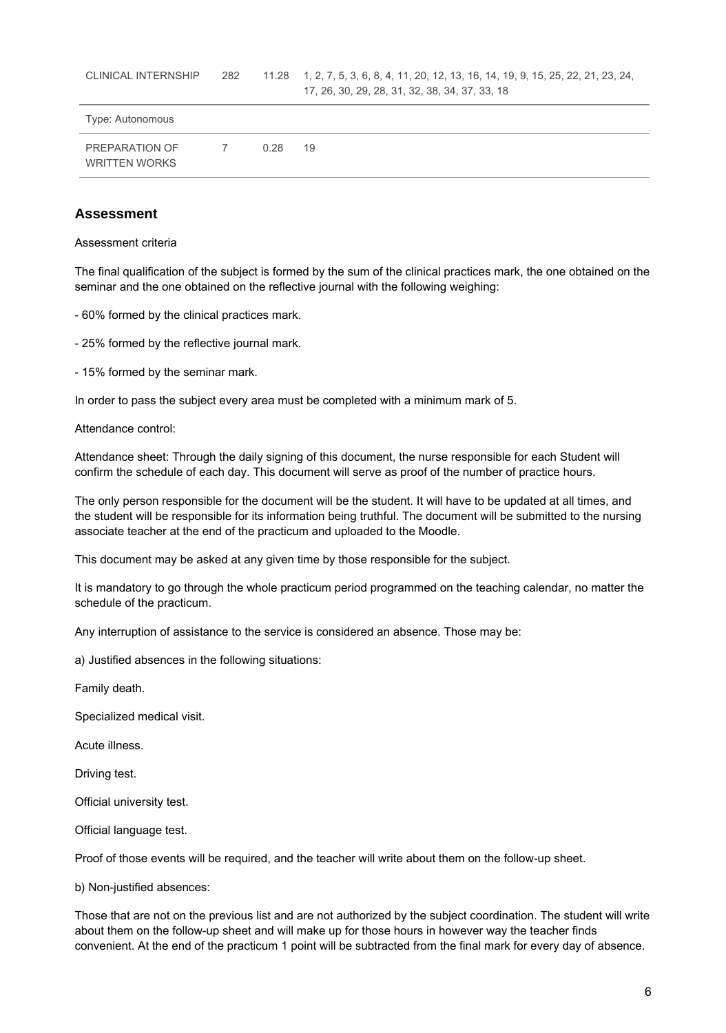| | | | |
|---|---|---|---|
| CLINICAL INTERNSHIP | 282 | 11.28 | 1, 2, 7, 5, 3, 6, 8, 4, 11, 20, 12, 13, 16, 14, 19, 9, 15, 25, 22, 21, 23, 24, 17, 26, 30, 29, 28, 31, 32, 38, 34, 37, 33, 18 |
| Type: Autonomous | | | |
| PREPARATION OF WRITTEN WORKS | 7 | 0.28 | 19 |

## Assessment

Assessment criteria

The final qualification of the subject is formed by the sum of the clinical practices mark, the one obtained on the seminar and the one obtained on the reflective journal with the following weighing:

- 60% formed by the clinical practices mark.

- 25% formed by the reflective journal mark.

- 15% formed by the seminar mark.

In order to pass the subject every area must be completed with a minimum mark of 5.

Attendance control:

Attendance sheet: Through the daily signing of this document, the nurse responsible for each Student will confirm the schedule of each day. This document will serve as proof of the number of practice hours.

The only person responsible for the document will be the student. It will have to be updated at all times, and the student will be responsible for its information being truthful. The document will be submitted to the nursing associate teacher at the end of the practicum and uploaded to the Moodle.

This document may be asked at any given time by those responsible for the subject.

It is mandatory to go through the whole practicum period programmed on the teaching calendar, no matter the schedule of the practicum.

Any interruption of assistance to the service is considered an absence. Those may be:

a) Justified absences in the following situations:

Family death.

Specialized medical visit.

Acute illness.

Driving test.

Official university test.

Official language test.

Proof of those events will be required, and the teacher will write about them on the follow-up sheet.

b) Non-justified absences:

Those that are not on the previous list and are not authorized by the subject coordination. The student will write about them on the follow-up sheet and will make up for those hours in however way the teacher finds convenient. At the end of the practicum 1 point will be subtracted from the final mark for every day of absence.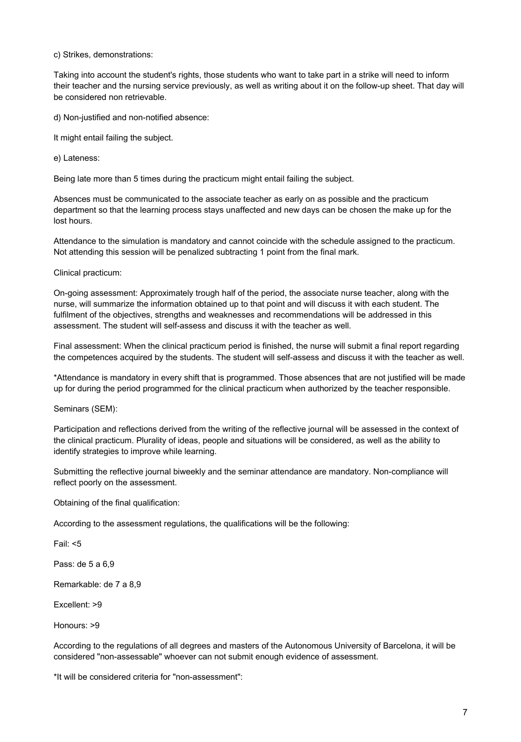c) Strikes, demonstrations:

Taking into account the student's rights, those students who want to take part in a strike will need to inform their teacher and the nursing service previously, as well as writing about it on the follow-up sheet. That day will be considered non retrievable.

d) Non-justified and non-notified absence:

It might entail failing the subject.

e) Lateness:

Being late more than 5 times during the practicum might entail failing the subject.

Absences must be communicated to the associate teacher as early on as possible and the practicum department so that the learning process stays unaffected and new days can be chosen the make up for the lost hours.

Attendance to the simulation is mandatory and cannot coincide with the schedule assigned to the practicum. Not attending this session will be penalized subtracting 1 point from the final mark.

Clinical practicum:

On-going assessment: Approximately trough half of the period, the associate nurse teacher, along with the nurse, will summarize the information obtained up to that point and will discuss it with each student. The fulfilment of the objectives, strengths and weaknesses and recommendations will be addressed in this assessment. The student will self-assess and discuss it with the teacher as well.

Final assessment: When the clinical practicum period is finished, the nurse will submit a final report regarding the competences acquired by the students. The student will self-assess and discuss it with the teacher as well.

*Attendance is mandatory in every shift that is programmed. Those absences that are not justified will be made up for during the period programmed for the clinical practicum when authorized by the teacher responsible.

Seminars (SEM):

Participation and reflections derived from the writing of the reflective journal will be assessed in the context of the clinical practicum. Plurality of ideas, people and situations will be considered, as well as the ability to identify strategies to improve while learning.

Submitting the reflective journal biweekly and the seminar attendance are mandatory. Non-compliance will reflect poorly on the assessment.

Obtaining of the final qualification:

According to the assessment regulations, the qualifications will be the following:

Fail: <5

Pass: de 5 a 6,9

Remarkable: de 7 a 8,9

Excellent: >9

Honours: >9

According to the regulations of all degrees and masters of the Autonomous University of Barcelona, it will be considered "non-assessable" whoever can not submit enough evidence of assessment.

*It will be considered criteria for "non-assessment":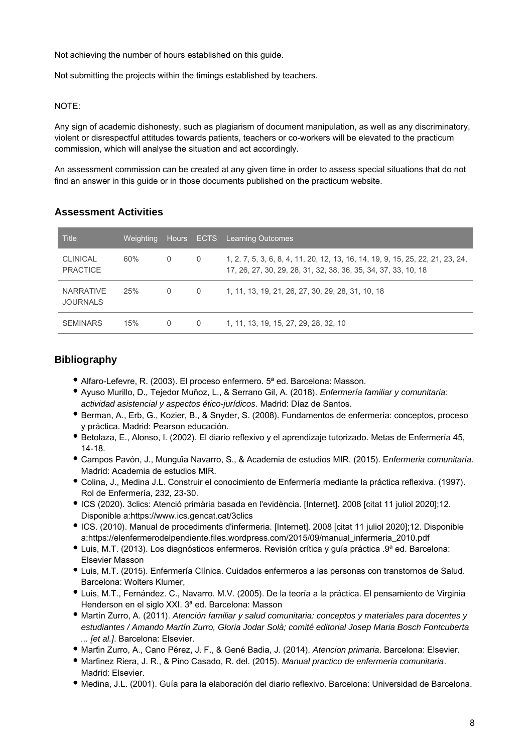Not achieving the number of hours established on this guide.

Not submitting the projects within the timings established by teachers.

NOTE:

Any sign of academic dishonesty, such as plagiarism of document manipulation, as well as any discriminatory, violent or disrespectful attitudes towards patients, teachers or co-workers will be elevated to the practicum commission, which will analyse the situation and act accordingly.

An assessment commission can be created at any given time in order to assess special situations that do not find an answer in this guide or in those documents published on the practicum website.

## Assessment Activities

| Title | Weighting | Hours | ECTS | Learning Outcomes |
|---|---|---|---|---|
| CLINICAL PRACTICE | 60% | 0 | 0 | 1, 2, 7, 5, 3, 6, 8, 4, 11, 20, 12, 13, 16, 14, 19, 9, 15, 25, 22, 21, 23, 24, 17, 26, 27, 30, 29, 28, 31, 32, 38, 36, 35, 34, 37, 33, 10, 18 |
| NARRATIVE JOURNALS | 25% | 0 | 0 | 1, 11, 13, 19, 21, 26, 27, 30, 29, 28, 31, 10, 18 |
| SEMINARS | 15% | 0 | 0 | 1, 11, 13, 19, 15, 27, 29, 28, 32, 10 |

## Bibliography

- Alfaro-Lefevre, R. (2003). El proceso enfermero. 5ª ed. Barcelona: Masson.
- Ayuso Murillo, D., Tejedor Muñoz, L., & Serrano Gil, A. (2018). *Enfermería familiar y comunitaria: actividad asistencial y aspectos ético-jurídicos*. Madrid: Díaz de Santos.
- Berman, A., Erb, G., Kozier, B., & Snyder, S. (2008). Fundamentos de enfermería: conceptos, proceso y práctica. Madrid: Pearson educación.
- Betolaza, E., Alonso, I. (2002). El diario reflexivo y el aprendizaje tutorizado. Metas de Enfermería 45, 14-18.
- Campos Pavón, J., Munguía Navarro, S., & Academia de estudios MIR. (2015). E*nfermeria comunitaria*. Madrid: Academia de estudios MIR.
- Colina, J., Medina J.L. Construir el conocimiento de Enfermería mediante la práctica reflexiva. (1997). Rol de Enfermería, 232, 23-30.
- ICS (2020). 3clics: Atenció primària basada en l'evidència. [Internet]. 2008 [citat 11 juliol 2020];12. Disponible a:https://www.ics.gencat.cat/3clics
- ICS. (2010). Manual de procediments d'infermeria. [Internet]. 2008 [citat 11 juliol 2020];12. Disponible a:https://elenfermerodelpendiente.files.wordpress.com/2015/09/manual_infermeria_2010.pdf
- Luis, M.T. (2013). Los diagnósticos enfermeros. Revisión crítica y guía práctica .9ª ed. Barcelona: Elsevier Masson
- Luis, M.T. (2015). Enfermería Clínica. Cuidados enfermeros a las personas con transtornos de Salud. Barcelona: Wolters Klumer,
- Luis, M.T., Fernández. C., Navarro. M.V. (2005). De la teoría a la práctica. El pensamiento de Virginia Henderson en el siglo XXI. 3ª ed. Barcelona: Masson
- Martín Zurro, A. (2011). *Atención familiar y salud comunitaria: conceptos y materiales para docentes y estudiantes / Amando Martín Zurro, Gloria Jodar Solà; comité editorial Josep Maria Bosch Fontcuberta ... [et al.]*. Barcelona: Elsevier.
- Marfin Zurro, A., Cano Pérez, J. F., & Gené Badia, J. (2014). *Atencion primaria*. Barcelona: Elsevier.
- Marfinez Riera, J. R., & Pino Casado, R. del. (2015). *Manual practico de enfermeria comunitaria*. Madrid: Elsevier.
- Medina, J.L. (2001). Guía para la elaboración del diario reflexivo. Barcelona: Universidad de Barcelona.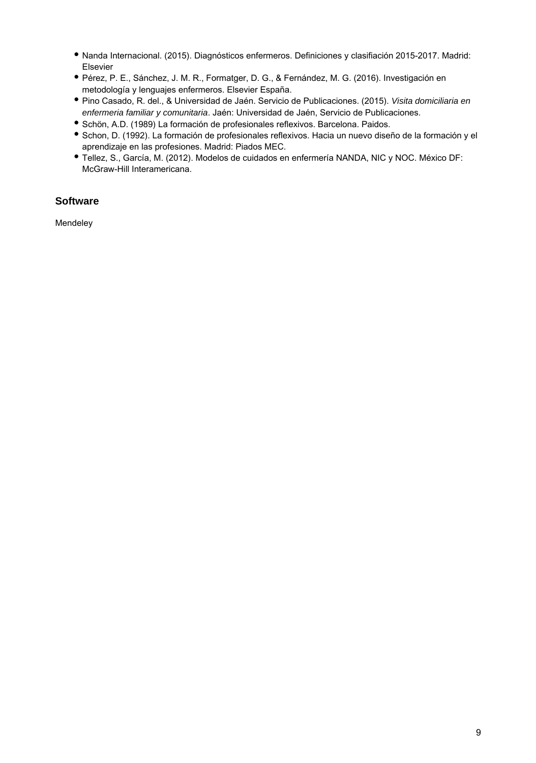- Nanda Internacional. (2015). Diagnósticos enfermeros. Definiciones y clasifiación 2015-2017. Madrid: Elsevier
- Pérez, P. E., Sánchez, J. M. R., Formatger, D. G., & Fernández, M. G. (2016). Investigación en metodología y lenguajes enfermeros. Elsevier España.
- Pino Casado, R. del., & Universidad de Jaén. Servicio de Publicaciones. (2015). *Visita domiciliaria en enfermeria familiar y comunitaria*. Jaén: Universidad de Jaén, Servicio de Publicaciones.
- Schön, A.D. (1989) La formación de profesionales reflexivos. Barcelona. Paidos.
- Schon, D. (1992). La formación de profesionales reflexivos. Hacia un nuevo diseño de la formación y el aprendizaje en las profesiones. Madrid: Piados MEC.
- Tellez, S., García, M. (2012). Modelos de cuidados en enfermería NANDA, NIC y NOC. México DF: McGraw-Hill Interamericana.

## Software

Mendeley